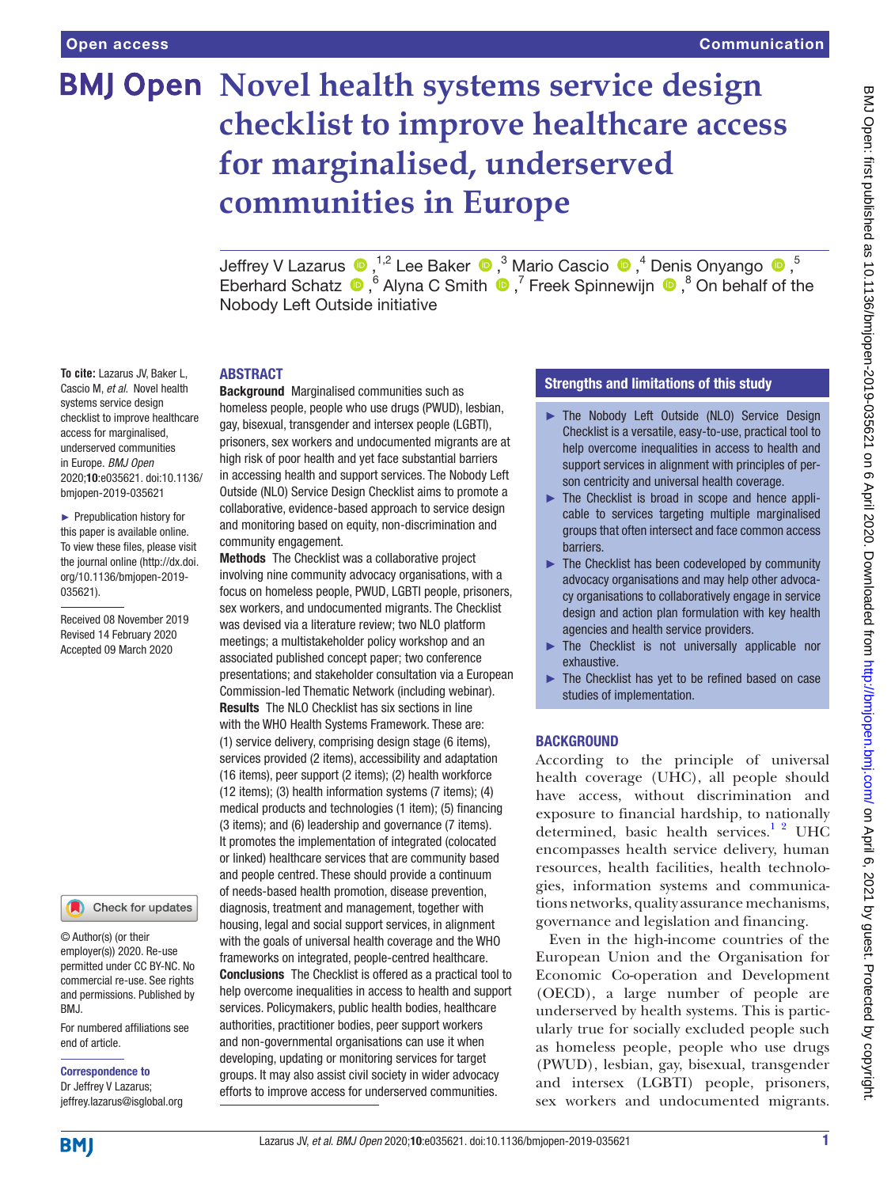# Novel health systems service design checklist to improve healthcare access for marginalised, underserved communities in Europe

Jeffrey V Lazarus,[1,2] Lee Baker,[3] Mario Cascio,[4] Denis Onyango,[5] Eberhard Schatz,[6] Alyna C Smith,[7] Freek Spinnewijn,[8] On behalf of the Nobody Left Outside initiative

**To cite:** Lazarus JV, Baker L, Cascio M, *et al*. Novel health systems service design checklist to improve healthcare access for marginalised, underserved communities in Europe. *BMJ Open* 2020;**10**:e035621. doi:10.1136/bmjopen-2019-035621

► Prepublication history for this paper is available online. To view these files, please visit the journal online (http://dx.doi.org/10.1136/bmjopen-2019-035621).

Received 08 November 2019
Revised 14 February 2020
Accepted 09 March 2020

© Author(s) (or their employer(s)) 2020. Re-use permitted under CC BY-NC. No commercial re-use. See rights and permissions. Published by BMJ.

For numbered affiliations see end of article.

**Correspondence to**
Dr Jeffrey V Lazarus; jeffrey.lazarus@isglobal.org

## ABSTRACT

**Background** Marginalised communities such as homeless people, people who use drugs (PWUD), lesbian, gay, bisexual, transgender and intersex people (LGBTI), prisoners, sex workers and undocumented migrants are at high risk of poor health and yet face substantial barriers in accessing health and support services. The Nobody Left Outside (NLO) Service Design Checklist aims to promote a collaborative, evidence-based approach to service design and monitoring based on equity, non-discrimination and community engagement.

**Methods** The Checklist was a collaborative project involving nine community advocacy organisations, with a focus on homeless people, PWUD, LGBTI people, prisoners, sex workers, and undocumented migrants. The Checklist was devised via a literature review; two NLO platform meetings; a multistakeholder policy workshop and an associated published concept paper; two conference presentations; and stakeholder consultation via a European Commission-led Thematic Network (including webinar).

**Results** The NLO Checklist has six sections in line with the WHO Health Systems Framework. These are: (1) service delivery, comprising design stage (6 items), services provided (2 items), accessibility and adaptation (16 items), peer support (2 items); (2) health workforce (12 items); (3) health information systems (7 items); (4) medical products and technologies (1 item); (5) financing (3 items); and (6) leadership and governance (7 items). It promotes the implementation of integrated (colocated or linked) healthcare services that are community based and people centred. These should provide a continuum of needs-based health promotion, disease prevention, diagnosis, treatment and management, together with housing, legal and social support services, in alignment with the goals of universal health coverage and the WHO frameworks on integrated, people-centred healthcare.

**Conclusions** The Checklist is offered as a practical tool to help overcome inequalities in access to health and support services. Policymakers, public health bodies, healthcare authorities, practitioner bodies, peer support workers and non-governmental organisations can use it when developing, updating or monitoring services for target groups. It may also assist civil society in wider advocacy efforts to improve access for underserved communities.

## Strengths and limitations of this study

- ► The Nobody Left Outside (NLO) Service Design Checklist is a versatile, easy-to-use, practical tool to help overcome inequalities in access to health and support services in alignment with principles of person centricity and universal health coverage.
- ► The Checklist is broad in scope and hence applicable to services targeting multiple marginalised groups that often intersect and face common access barriers.
- ► The Checklist has been codeveloped by community advocacy organisations and may help other advocacy organisations to collaboratively engage in service design and action plan formulation with key health agencies and health service providers.
- ► The Checklist is not universally applicable nor exhaustive.
- ► The Checklist has yet to be refined based on case studies of implementation.

## BACKGROUND

According to the principle of universal health coverage (UHC), all people should have access, without discrimination and exposure to financial hardship, to nationally determined, basic health services.[1,2] UHC encompasses health service delivery, human resources, health facilities, health technologies, information systems and communications networks, quality assurance mechanisms, governance and legislation and financing.

Even in the high-income countries of the European Union and the Organisation for Economic Co-operation and Development (OECD), a large number of people are underserved by health systems. This is particularly true for socially excluded people such as homeless people, people who use drugs (PWUD), lesbian, gay, bisexual, transgender and intersex (LGBTI) people, prisoners, sex workers and undocumented migrants.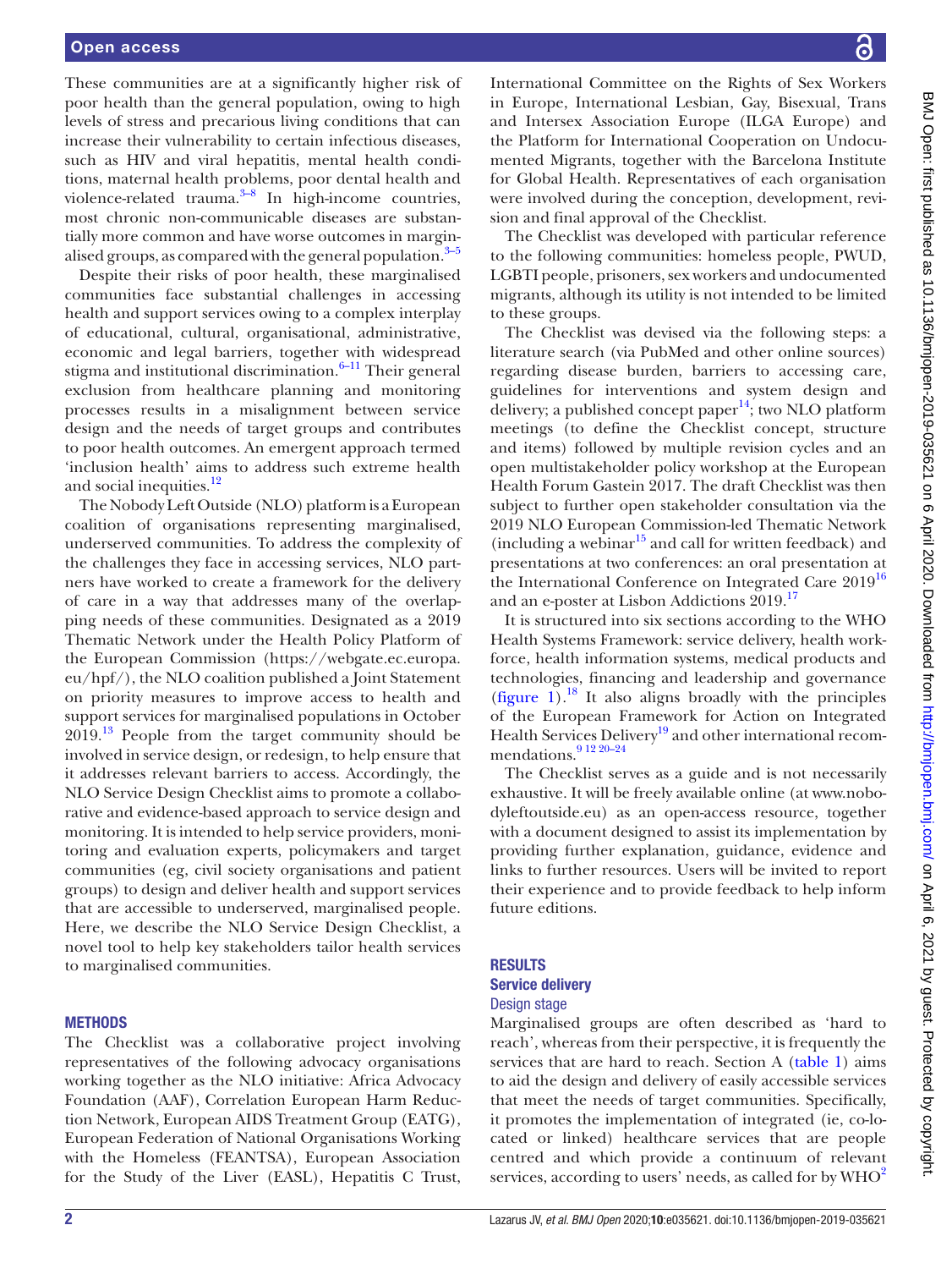These communities are at a significantly higher risk of poor health than the general population, owing to high levels of stress and precarious living conditions that can increase their vulnerability to certain infectious diseases, such as HIV and viral hepatitis, mental health conditions, maternal health problems, poor dental health and violence-related trauma.[3–8] In high-income countries, most chronic non-communicable diseases are substantially more common and have worse outcomes in marginalised groups, as compared with the general population.[3–5]

Despite their risks of poor health, these marginalised communities face substantial challenges in accessing health and support services owing to a complex interplay of educational, cultural, organisational, administrative, economic and legal barriers, together with widespread stigma and institutional discrimination.[6–11] Their general exclusion from healthcare planning and monitoring processes results in a misalignment between service design and the needs of target groups and contributes to poor health outcomes. An emergent approach termed 'inclusion health' aims to address such extreme health and social inequities.[12]

The Nobody Left Outside (NLO) platform is a European coalition of organisations representing marginalised, underserved communities. To address the complexity of the challenges they face in accessing services, NLO partners have worked to create a framework for the delivery of care in a way that addresses many of the overlapping needs of these communities. Designated as a 2019 Thematic Network under the Health Policy Platform of the European Commission (https://webgate.ec.europa.eu/hpf/), the NLO coalition published a Joint Statement on priority measures to improve access to health and support services for marginalised populations in October 2019.[13] People from the target community should be involved in service design, or redesign, to help ensure that it addresses relevant barriers to access. Accordingly, the NLO Service Design Checklist aims to promote a collaborative and evidence-based approach to service design and monitoring. It is intended to help service providers, monitoring and evaluation experts, policymakers and target communities (eg, civil society organisations and patient groups) to design and deliver health and support services that are accessible to underserved, marginalised people. Here, we describe the NLO Service Design Checklist, a novel tool to help key stakeholders tailor health services to marginalised communities.

## METHODS

The Checklist was a collaborative project involving representatives of the following advocacy organisations working together as the NLO initiative: Africa Advocacy Foundation (AAF), Correlation European Harm Reduction Network, European AIDS Treatment Group (EATG), European Federation of National Organisations Working with the Homeless (FEANTSA), European Association for the Study of the Liver (EASL), Hepatitis C Trust, International Committee on the Rights of Sex Workers in Europe, International Lesbian, Gay, Bisexual, Trans and Intersex Association Europe (ILGA Europe) and the Platform for International Cooperation on Undocumented Migrants, together with the Barcelona Institute for Global Health. Representatives of each organisation were involved during the conception, development, revision and final approval of the Checklist.

The Checklist was developed with particular reference to the following communities: homeless people, PWUD, LGBTI people, prisoners, sex workers and undocumented migrants, although its utility is not intended to be limited to these groups.

The Checklist was devised via the following steps: a literature search (via PubMed and other online sources) regarding disease burden, barriers to accessing care, guidelines for interventions and system design and delivery; a published concept paper[14]; two NLO platform meetings (to define the Checklist concept, structure and items) followed by multiple revision cycles and an open multistakeholder policy workshop at the European Health Forum Gastein 2017. The draft Checklist was then subject to further open stakeholder consultation via the 2019 NLO European Commission-led Thematic Network (including a webinar[15] and call for written feedback) and presentations at two conferences: an oral presentation at the International Conference on Integrated Care 2019[16] and an e-poster at Lisbon Addictions 2019.[17]

It is structured into six sections according to the WHO Health Systems Framework: service delivery, health workforce, health information systems, medical products and technologies, financing and leadership and governance (figure 1).[18] It also aligns broadly with the principles of the European Framework for Action on Integrated Health Services Delivery[19] and other international recommendations.[9 12 20–24]

The Checklist serves as a guide and is not necessarily exhaustive. It will be freely available online (at www.nobodyleftoutside.eu) as an open-access resource, together with a document designed to assist its implementation by providing further explanation, guidance, evidence and links to further resources. Users will be invited to report their experience and to provide feedback to help inform future editions.

## RESULTS

### Service delivery

#### Design stage

Marginalised groups are often described as 'hard to reach', whereas from their perspective, it is frequently the services that are hard to reach. Section A (table 1) aims to aid the design and delivery of easily accessible services that meet the needs of target communities. Specifically, it promotes the implementation of integrated (ie, co-located or linked) healthcare services that are people centred and which provide a continuum of relevant services, according to users' needs, as called for by WHO[2]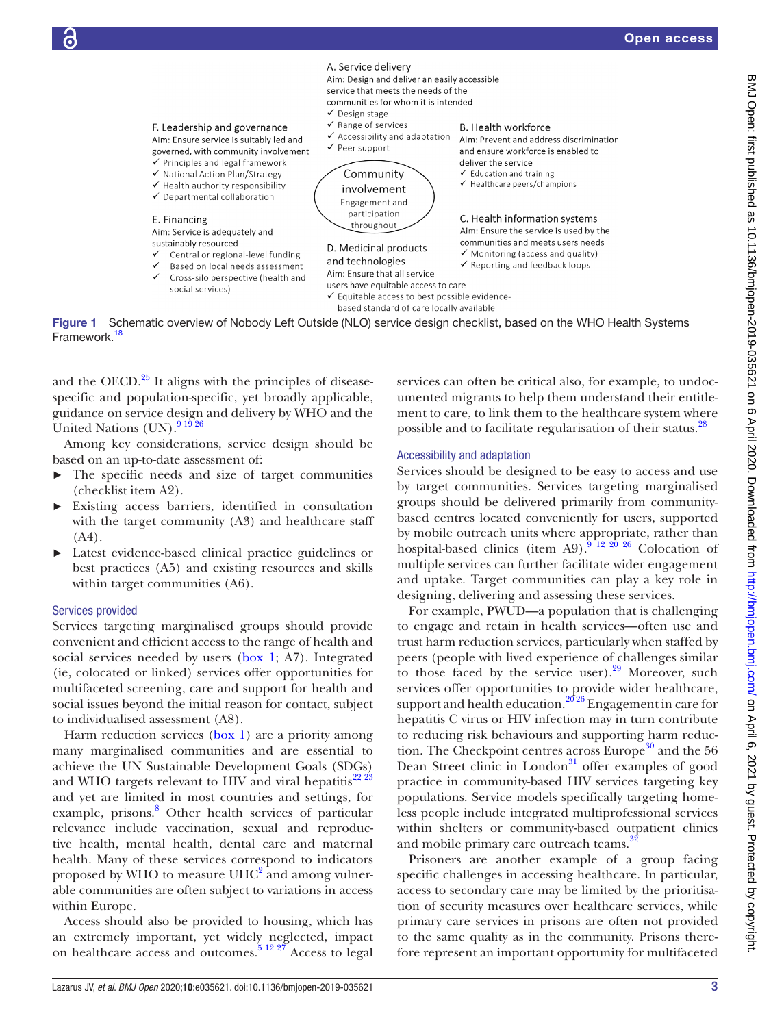A. Service delivery
Aim: Design and deliver an easily accessible service that meets the needs of the communities for whom it is intended
- ✓ Design stage
- ✓ Range of services
- ✓ Accessibility and adaptation
- ✓ Peer support

B. Health workforce
Aim: Prevent and address discrimination and ensure workforce is enabled to deliver the service
- ✓ Education and training
- ✓ Healthcare peers/champions

C. Health information systems
Aim: Ensure the service is used by the communities and meets users needs
- ✓ Monitoring (access and quality)
- ✓ Reporting and feedback loops

D. Medicinal products and technologies
Aim: Ensure that all service users have equitable access to care
- ✓ Equitable access to best possible evidence-based standard of care locally available

E. Financing
Aim: Service is adequately and sustainably resourced
- ✓ Central or regional-level funding
- ✓ Based on local needs assessment
- ✓ Cross-silo perspective (health and social services)

F. Leadership and governance
Aim: Ensure service is suitably led and governed, with community involvement
- ✓ Principles and legal framework
- ✓ National Action Plan/Strategy
- ✓ Health authority responsibility
- ✓ Departmental collaboration

Community involvement
Engagement and participation throughout

**Figure 1** Schematic overview of Nobody Left Outside (NLO) service design checklist, based on the WHO Health Systems Framework.[18]

and the OECD.[25] It aligns with the principles of disease-specific and population-specific, yet broadly applicable, guidance on service design and delivery by WHO and the United Nations (UN).[9 19 26]

Among key considerations, service design should be based on an up-to-date assessment of:

- The specific needs and size of target communities (checklist item A2).
- Existing access barriers, identified in consultation with the target community (A3) and healthcare staff (A4).
- Latest evidence-based clinical practice guidelines or best practices (A5) and existing resources and skills within target communities (A6).

### Services provided

Services targeting marginalised groups should provide convenient and efficient access to the range of health and social services needed by users (box 1; A7). Integrated (ie, colocated or linked) services offer opportunities for multifaceted screening, care and support for health and social issues beyond the initial reason for contact, subject to individualised assessment (A8).

Harm reduction services (box 1) are a priority among many marginalised communities and are essential to achieve the UN Sustainable Development Goals (SDGs) and WHO targets relevant to HIV and viral hepatitis[22 23] and yet are limited in most countries and settings, for example, prisons.[8] Other health services of particular relevance include vaccination, sexual and reproductive health, mental health, dental care and maternal health. Many of these services correspond to indicators proposed by WHO to measure UHC[2] and among vulnerable communities are often subject to variations in access within Europe.

Access should also be provided to housing, which has an extremely important, yet widely neglected, impact on healthcare access and outcomes.[5 12 27] Access to legal services can often be critical also, for example, to undocumented migrants to help them understand their entitlement to care, to link them to the healthcare system where possible and to facilitate regularisation of their status.[28]

### Accessibility and adaptation

Services should be designed to be easy to access and use by target communities. Services targeting marginalised groups should be delivered primarily from community-based centres located conveniently for users, supported by mobile outreach units where appropriate, rather than hospital-based clinics (item A9).[9 12 20 26] Colocation of multiple services can further facilitate wider engagement and uptake. Target communities can play a key role in designing, delivering and assessing these services.

For example, PWUD—a population that is challenging to engage and retain in health services—often use and trust harm reduction services, particularly when staffed by peers (people with lived experience of challenges similar to those faced by the service user).[29] Moreover, such services offer opportunities to provide wider healthcare, support and health education.[20 26] Engagement in care for hepatitis C virus or HIV infection may in turn contribute to reducing risk behaviours and supporting harm reduction. The Checkpoint centres across Europe[30] and the 56 Dean Street clinic in London[31] offer examples of good practice in community-based HIV services targeting key populations. Service models specifically targeting homeless people include integrated multiprofessional services within shelters or community-based outpatient clinics and mobile primary care outreach teams.[32]

Prisoners are another example of a group facing specific challenges in accessing healthcare. In particular, access to secondary care may be limited by the prioritisation of security measures over healthcare services, while primary care services in prisons are often not provided to the same quality as in the community. Prisons therefore represent an important opportunity for multifaceted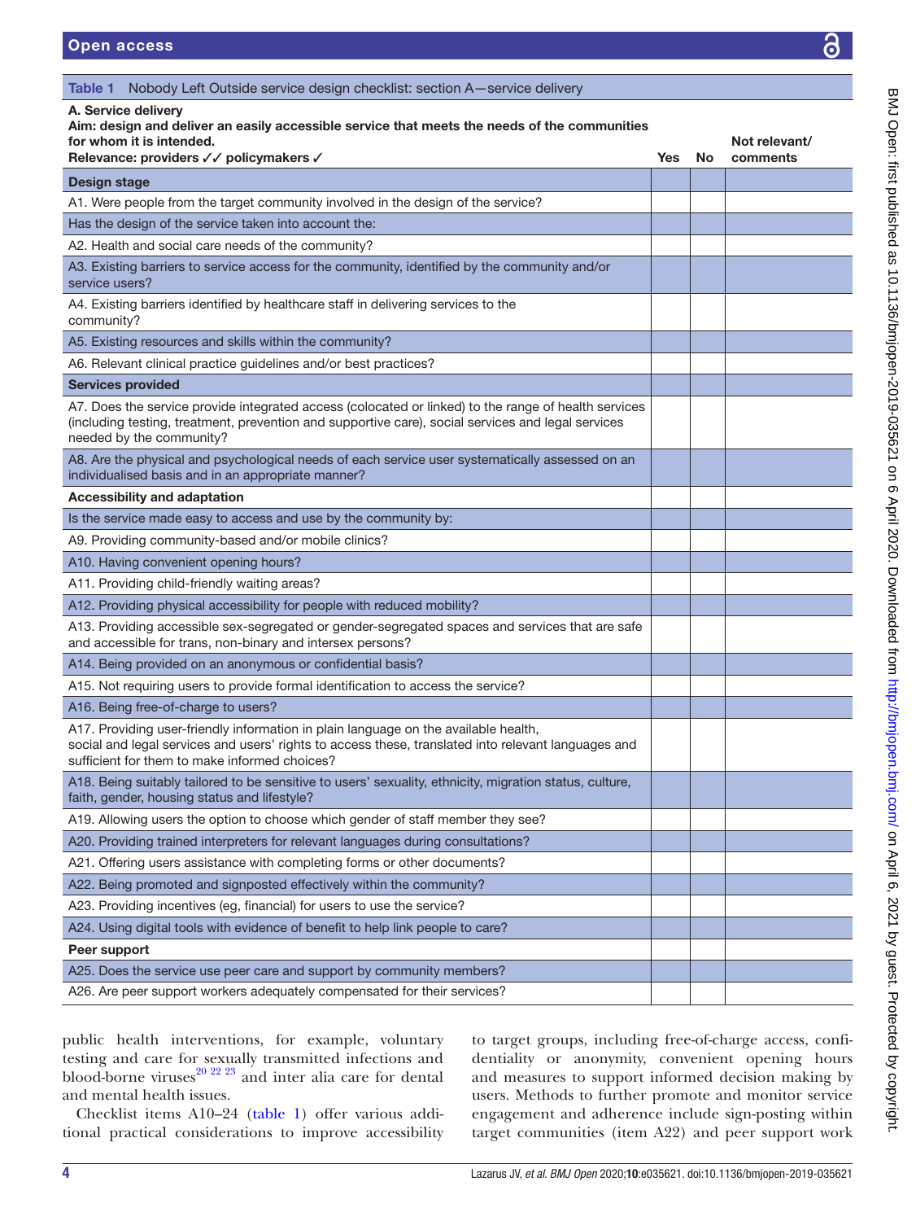Table 1 Nobody Left Outside service design checklist: section A—service delivery

| A. Service delivery<br>Aim: design and deliver an easily accessible service that meets the needs of the communities for whom it is intended.<br>Relevance: providers ✓✓ policymakers ✓ | Yes | No | Not relevant/ comments |
|---|---|---|---|
| **Design stage** | | | |
| A1. Were people from the target community involved in the design of the service? | | | |
| Has the design of the service taken into account the: | | | |
| A2. Health and social care needs of the community? | | | |
| A3. Existing barriers to service access for the community, identified by the community and/or service users? | | | |
| A4. Existing barriers identified by healthcare staff in delivering services to the community? | | | |
| A5. Existing resources and skills within the community? | | | |
| A6. Relevant clinical practice guidelines and/or best practices? | | | |
| **Services provided** | | | |
| A7. Does the service provide integrated access (colocated or linked) to the range of health services (including testing, treatment, prevention and supportive care), social services and legal services needed by the community? | | | |
| A8. Are the physical and psychological needs of each service user systematically assessed on an individualised basis and in an appropriate manner? | | | |
| **Accessibility and adaptation** | | | |
| Is the service made easy to access and use by the community by: | | | |
| A9. Providing community-based and/or mobile clinics? | | | |
| A10. Having convenient opening hours? | | | |
| A11. Providing child-friendly waiting areas? | | | |
| A12. Providing physical accessibility for people with reduced mobility? | | | |
| A13. Providing accessible sex-segregated or gender-segregated spaces and services that are safe and accessible for trans, non-binary and intersex persons? | | | |
| A14. Being provided on an anonymous or confidential basis? | | | |
| A15. Not requiring users to provide formal identification to access the service? | | | |
| A16. Being free-of-charge to users? | | | |
| A17. Providing user-friendly information in plain language on the available health, social and legal services and users' rights to access these, translated into relevant languages and sufficient for them to make informed choices? | | | |
| A18. Being suitably tailored to be sensitive to users' sexuality, ethnicity, migration status, culture, faith, gender, housing status and lifestyle? | | | |
| A19. Allowing users the option to choose which gender of staff member they see? | | | |
| A20. Providing trained interpreters for relevant languages during consultations? | | | |
| A21. Offering users assistance with completing forms or other documents? | | | |
| A22. Being promoted and signposted effectively within the community? | | | |
| A23. Providing incentives (eg, financial) for users to use the service? | | | |
| A24. Using digital tools with evidence of benefit to help link people to care? | | | |
| **Peer support** | | | |
| A25. Does the service use peer care and support by community members? | | | |
| A26. Are peer support workers adequately compensated for their services? | | | |

public health interventions, for example, voluntary testing and care for sexually transmitted infections and blood-borne viruses[20 22 23] and inter alia care for dental and mental health issues.

Checklist items A10–24 (table 1) offer various additional practical considerations to improve accessibility to target groups, including free-of-charge access, confidentiality or anonymity, convenient opening hours and measures to support informed decision making by users. Methods to further promote and monitor service engagement and adherence include sign-posting within target communities (item A22) and peer support work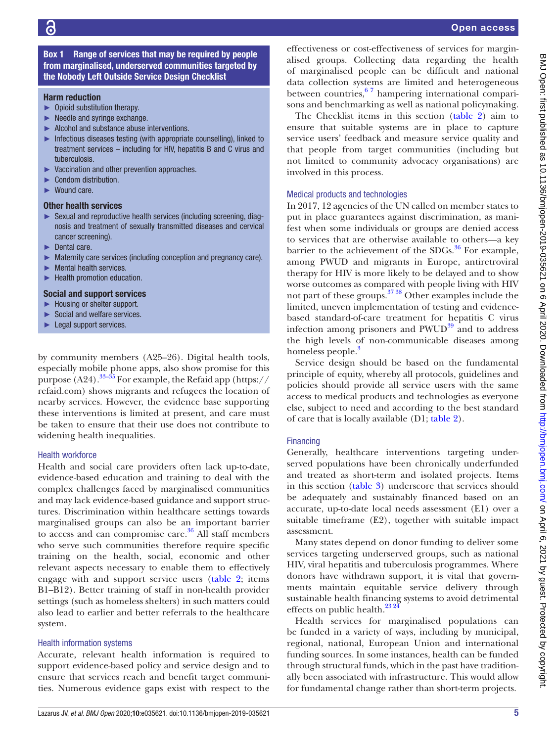**Box 1 Range of services that may be required by people from marginalised, underserved communities targeted by the Nobody Left Outside Service Design Checklist**

**Harm reduction**

- Opioid substitution therapy.
- Needle and syringe exchange.
- Alcohol and substance abuse interventions.
- Infectious diseases testing (with appropriate counselling), linked to treatment services – including for HIV, hepatitis B and C virus and tuberculosis.
- Vaccination and other prevention approaches.
- Condom distribution.
- Wound care.

**Other health services**

- Sexual and reproductive health services (including screening, diagnosis and treatment of sexually transmitted diseases and cervical cancer screening).
- Dental care.
- Maternity care services (including conception and pregnancy care).
- Mental health services.
- Health promotion education.

**Social and support services**

- Housing or shelter support.
- Social and welfare services.
- Legal support services.

by community members (A25–26). Digital health tools, especially mobile phone apps, also show promise for this purpose (A24).[33–35] For example, the Refaid app (https://refaid.com) shows migrants and refugees the location of nearby services. However, the evidence base supporting these interventions is limited at present, and care must be taken to ensure that their use does not contribute to widening health inequalities.

### Health workforce

Health and social care providers often lack up-to-date, evidence-based education and training to deal with the complex challenges faced by marginalised communities and may lack evidence-based guidance and support structures. Discrimination within healthcare settings towards marginalised groups can also be an important barrier to access and can compromise care.[36] All staff members who serve such communities therefore require specific training on the health, social, economic and other relevant aspects necessary to enable them to effectively engage with and support service users (table 2; items B1–B12). Better training of staff in non-health provider settings (such as homeless shelters) in such matters could also lead to earlier and better referrals to the healthcare system.

### Health information systems

Accurate, relevant health information is required to support evidence-based policy and service design and to ensure that services reach and benefit target communities. Numerous evidence gaps exist with respect to the effectiveness or cost-effectiveness of services for marginalised groups. Collecting data regarding the health of marginalised people can be difficult and national data collection systems are limited and heterogeneous between countries,[6 7] hampering international comparisons and benchmarking as well as national policymaking.

The Checklist items in this section (table 2) aim to ensure that suitable systems are in place to capture service users' feedback and measure service quality and that people from target communities (including but not limited to community advocacy organisations) are involved in this process.

### Medical products and technologies

In 2017, 12 agencies of the UN called on member states to put in place guarantees against discrimination, as manifest when some individuals or groups are denied access to services that are otherwise available to others—a key barrier to the achievement of the SDGs.[36] For example, among PWUD and migrants in Europe, antiretroviral therapy for HIV is more likely to be delayed and to show worse outcomes as compared with people living with HIV not part of these groups.[37 38] Other examples include the limited, uneven implementation of testing and evidence-based standard-of-care treatment for hepatitis C virus infection among prisoners and PWUD[39] and to address the high levels of non-communicable diseases among homeless people.[3]

Service design should be based on the fundamental principle of equity, whereby all protocols, guidelines and policies should provide all service users with the same access to medical products and technologies as everyone else, subject to need and according to the best standard of care that is locally available (D1; table 2).

### Financing

Generally, healthcare interventions targeting underserved populations have been chronically underfunded and treated as short-term and isolated projects. Items in this section (table 3) underscore that services should be adequately and sustainably financed based on an accurate, up-to-date local needs assessment (E1) over a suitable timeframe (E2), together with suitable impact assessment.

Many states depend on donor funding to deliver some services targeting underserved groups, such as national HIV, viral hepatitis and tuberculosis programmes. Where donors have withdrawn support, it is vital that governments maintain equitable service delivery through sustainable health financing systems to avoid detrimental effects on public health.[23 24]

Health services for marginalised populations can be funded in a variety of ways, including by municipal, regional, national, European Union and international funding sources. In some instances, health can be funded through structural funds, which in the past have traditionally been associated with infrastructure. This would allow for fundamental change rather than short-term projects.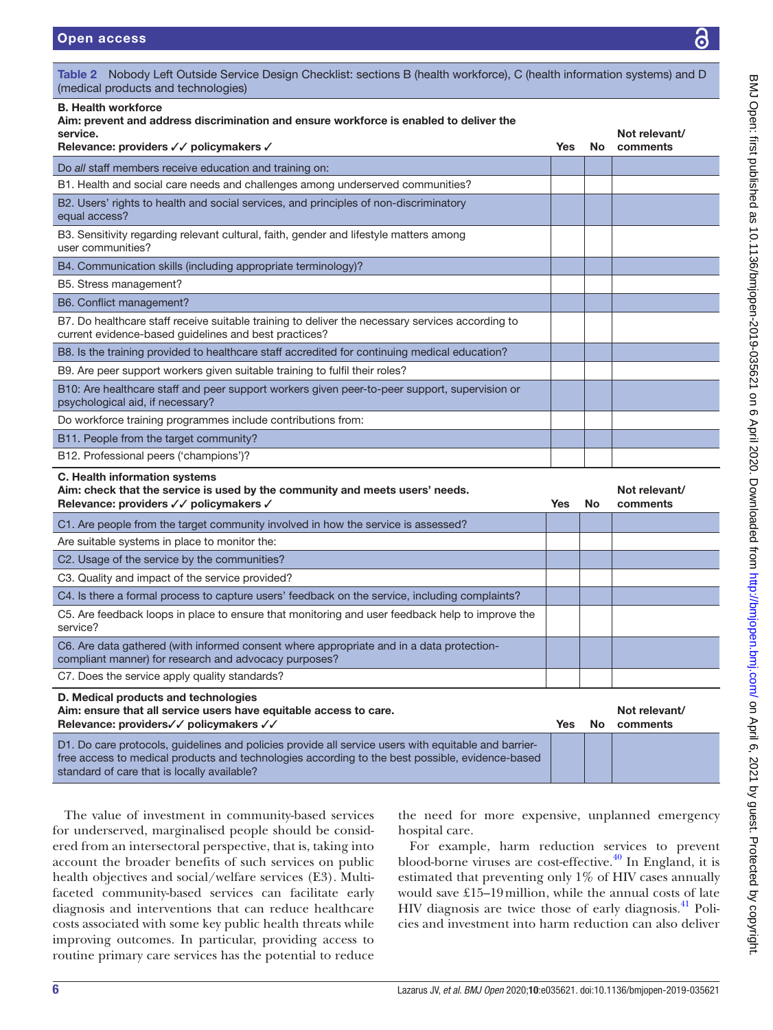Table 2 Nobody Left Outside Service Design Checklist: sections B (health workforce), C (health information systems) and D (medical products and technologies)

| **B. Health workforce**<br>**Aim: prevent and address discrimination and ensure workforce is enabled to deliver the service.**<br>**Relevance: providers ✓✓ policymakers ✓** | **Yes** | **No** | **Not relevant/ comments** |
|---|---|---|---|
| Do *all* staff members receive education and training on: | | | |
| B1. Health and social care needs and challenges among underserved communities? | | | |
| B2. Users' rights to health and social services, and principles of non-discriminatory equal access? | | | |
| B3. Sensitivity regarding relevant cultural, faith, gender and lifestyle matters among user communities? | | | |
| B4. Communication skills (including appropriate terminology)? | | | |
| B5. Stress management? | | | |
| B6. Conflict management? | | | |
| B7. Do healthcare staff receive suitable training to deliver the necessary services according to current evidence-based guidelines and best practices? | | | |
| B8. Is the training provided to healthcare staff accredited for continuing medical education? | | | |
| B9. Are peer support workers given suitable training to fulfil their roles? | | | |
| B10: Are healthcare staff and peer support workers given peer-to-peer support, supervision or psychological aid, if necessary? | | | |
| Do workforce training programmes include contributions from: | | | |
| B11. People from the target community? | | | |
| B12. Professional peers ('champions')? | | | |
| **C. Health information systems**<br>**Aim: check that the service is used by the community and meets users' needs.**<br>**Relevance: providers ✓✓ policymakers ✓** | **Yes** | **No** | **Not relevant/ comments** |
| C1. Are people from the target community involved in how the service is assessed? | | | |
| Are suitable systems in place to monitor the: | | | |
| C2. Usage of the service by the communities? | | | |
| C3. Quality and impact of the service provided? | | | |
| C4. Is there a formal process to capture users' feedback on the service, including complaints? | | | |
| C5. Are feedback loops in place to ensure that monitoring and user feedback help to improve the service? | | | |
| C6. Are data gathered (with informed consent where appropriate and in a data protection-compliant manner) for research and advocacy purposes? | | | |
| C7. Does the service apply quality standards? | | | |
| **D. Medical products and technologies**<br>**Aim: ensure that all service users have equitable access to care.**<br>**Relevance: providers✓✓ policymakers ✓✓** | **Yes** | **No** | **Not relevant/ comments** |
| D1. Do care protocols, guidelines and policies provide all service users with equitable and barrier-free access to medical products and technologies according to the best possible, evidence-based standard of care that is locally available? | | | |

The value of investment in community-based services for underserved, marginalised people should be considered from an intersectoral perspective, that is, taking into account the broader benefits of such services on public health objectives and social/welfare services (E3). Multifaceted community-based services can facilitate early diagnosis and interventions that can reduce healthcare costs associated with some key public health threats while improving outcomes. In particular, providing access to routine primary care services has the potential to reduce the need for more expensive, unplanned emergency hospital care.

For example, harm reduction services to prevent blood-borne viruses are cost-effective.[40] In England, it is estimated that preventing only 1% of HIV cases annually would save £15–19 million, while the annual costs of late HIV diagnosis are twice those of early diagnosis.[41] Policies and investment into harm reduction can also deliver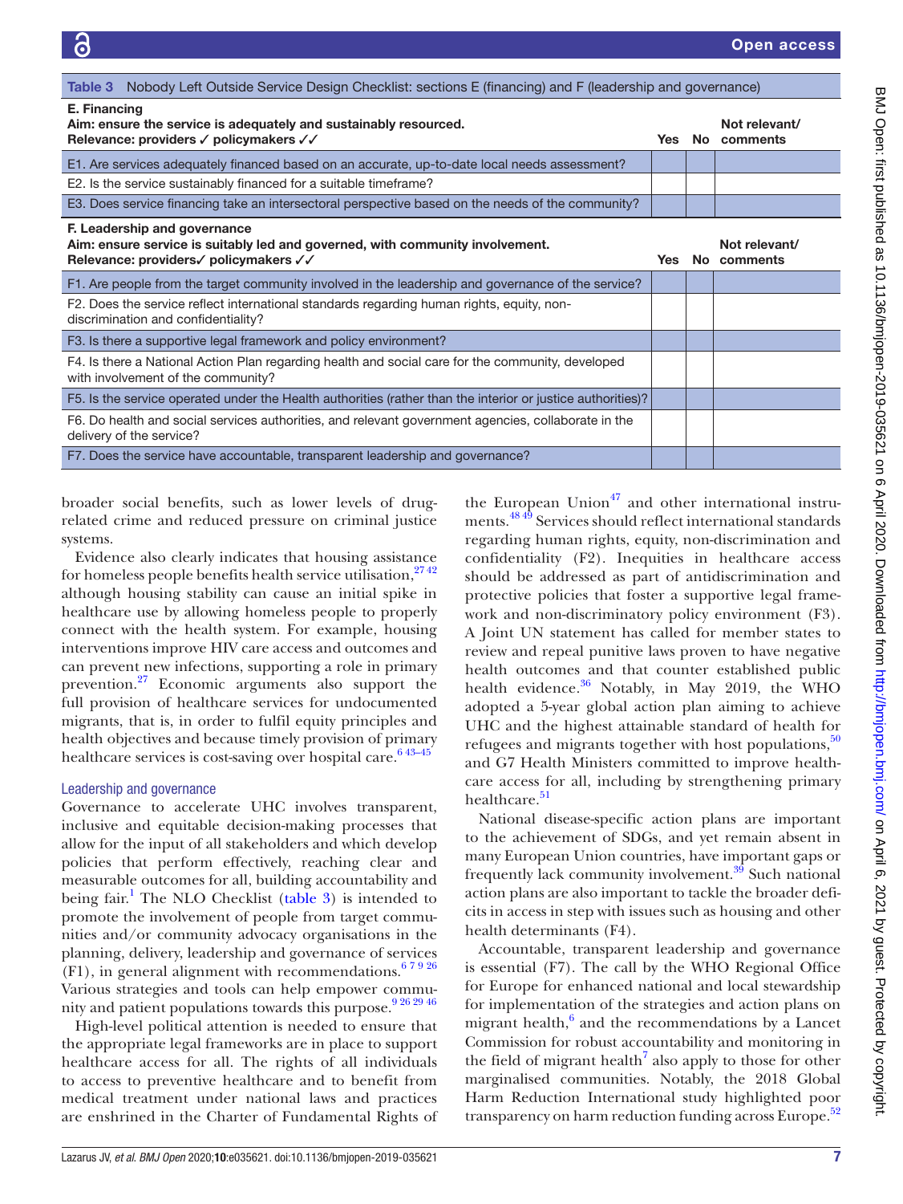Table 3 Nobody Left Outside Service Design Checklist: sections E (financing) and F (leadership and governance)

| **E. Financing**<br>**Aim: ensure the service is adequately and sustainably resourced.**<br>**Relevance: providers ✓ policymakers ✓✓** | **Yes** | **No** | **Not relevant/ comments** |
|---|---|---|---|
| E1. Are services adequately financed based on an accurate, up-to-date local needs assessment? | | | |
| E2. Is the service sustainably financed for a suitable timeframe? | | | |
| E3. Does service financing take an intersectoral perspective based on the needs of the community? | | | |
| **F. Leadership and governance**<br>**Aim: ensure service is suitably led and governed, with community involvement.**<br>**Relevance: providers✓ policymakers ✓✓** | **Yes** | **No** | **Not relevant/ comments** |
| F1. Are people from the target community involved in the leadership and governance of the service? | | | |
| F2. Does the service reflect international standards regarding human rights, equity, non-discrimination and confidentiality? | | | |
| F3. Is there a supportive legal framework and policy environment? | | | |
| F4. Is there a National Action Plan regarding health and social care for the community, developed with involvement of the community? | | | |
| F5. Is the service operated under the Health authorities (rather than the interior or justice authorities)? | | | |
| F6. Do health and social services authorities, and relevant government agencies, collaborate in the delivery of the service? | | | |
| F7. Does the service have accountable, transparent leadership and governance? | | | |

broader social benefits, such as lower levels of drug-related crime and reduced pressure on criminal justice systems.

Evidence also clearly indicates that housing assistance for homeless people benefits health service utilisation,[27 42] although housing stability can cause an initial spike in healthcare use by allowing homeless people to properly connect with the health system. For example, housing interventions improve HIV care access and outcomes and can prevent new infections, supporting a role in primary prevention.[27] Economic arguments also support the full provision of healthcare services for undocumented migrants, that is, in order to fulfil equity principles and health objectives and because timely provision of primary healthcare services is cost-saving over hospital care.[6 43–45]

### Leadership and governance

Governance to accelerate UHC involves transparent, inclusive and equitable decision-making processes that allow for the input of all stakeholders and which develop policies that perform effectively, reaching clear and measurable outcomes for all, building accountability and being fair.[1] The NLO Checklist (table 3) is intended to promote the involvement of people from target communities and/or community advocacy organisations in the planning, delivery, leadership and governance of services (F1), in general alignment with recommendations.[6 7 9 26] Various strategies and tools can help empower community and patient populations towards this purpose.[9 26 29 46]

High-level political attention is needed to ensure that the appropriate legal frameworks are in place to support healthcare access for all. The rights of all individuals to access to preventive healthcare and to benefit from medical treatment under national laws and practices are enshrined in the Charter of Fundamental Rights of the European Union[47] and other international instruments.[48 49] Services should reflect international standards regarding human rights, equity, non-discrimination and confidentiality (F2). Inequities in healthcare access should be addressed as part of antidiscrimination and protective policies that foster a supportive legal framework and non-discriminatory policy environment (F3). A Joint UN statement has called for member states to review and repeal punitive laws proven to have negative health outcomes and that counter established public health evidence.[36] Notably, in May 2019, the WHO adopted a 5-year global action plan aiming to achieve UHC and the highest attainable standard of health for refugees and migrants together with host populations,[50] and G7 Health Ministers committed to improve healthcare access for all, including by strengthening primary healthcare.[51]

National disease-specific action plans are important to the achievement of SDGs, and yet remain absent in many European Union countries, have important gaps or frequently lack community involvement.[39] Such national action plans are also important to tackle the broader deficits in access in step with issues such as housing and other health determinants (F4).

Accountable, transparent leadership and governance is essential (F7). The call by the WHO Regional Office for Europe for enhanced national and local stewardship for implementation of the strategies and action plans on migrant health,[6] and the recommendations by a Lancet Commission for robust accountability and monitoring in the field of migrant health[7] also apply to those for other marginalised communities. Notably, the 2018 Global Harm Reduction International study highlighted poor transparency on harm reduction funding across Europe.[52]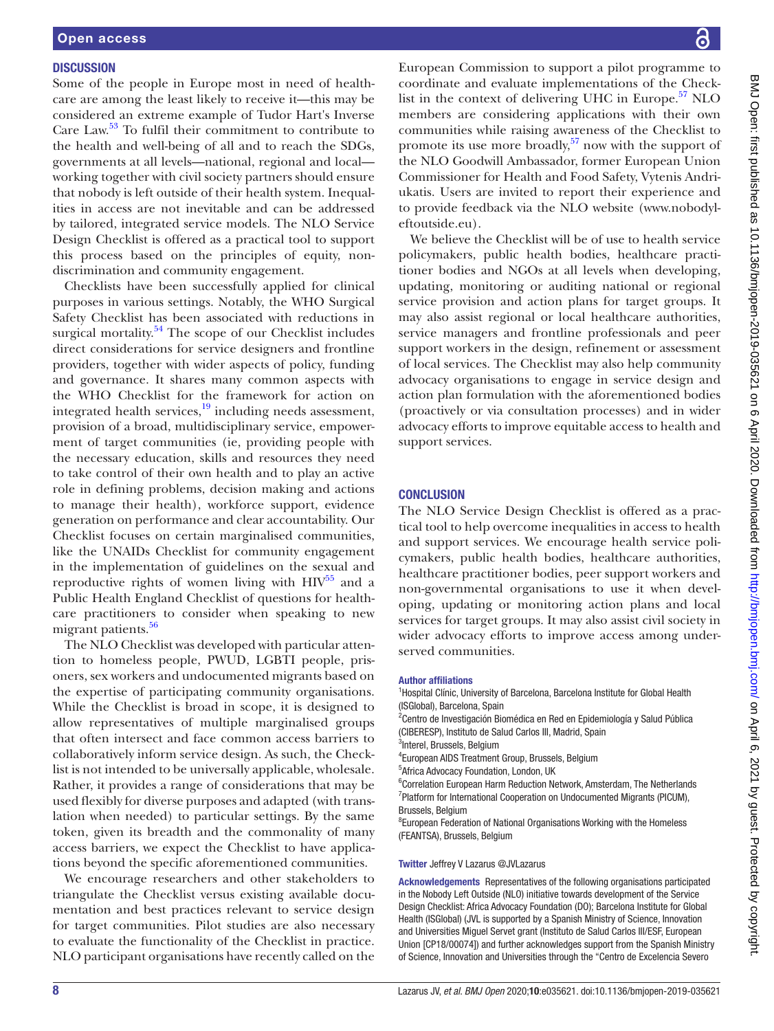## DISCUSSION

Some of the people in Europe most in need of healthcare are among the least likely to receive it—this may be considered an extreme example of Tudor Hart's Inverse Care Law.[53] To fulfil their commitment to contribute to the health and well-being of all and to reach the SDGs, governments at all levels—national, regional and local—working together with civil society partners should ensure that nobody is left outside of their health system. Inequalities in access are not inevitable and can be addressed by tailored, integrated service models. The NLO Service Design Checklist is offered as a practical tool to support this process based on the principles of equity, non-discrimination and community engagement.

Checklists have been successfully applied for clinical purposes in various settings. Notably, the WHO Surgical Safety Checklist has been associated with reductions in surgical mortality.[54] The scope of our Checklist includes direct considerations for service designers and frontline providers, together with wider aspects of policy, funding and governance. It shares many common aspects with the WHO Checklist for the framework for action on integrated health services,[19] including needs assessment, provision of a broad, multidisciplinary service, empowerment of target communities (ie, providing people with the necessary education, skills and resources they need to take control of their own health and to play an active role in defining problems, decision making and actions to manage their health), workforce support, evidence generation on performance and clear accountability. Our Checklist focuses on certain marginalised communities, like the UNAIDs Checklist for community engagement in the implementation of guidelines on the sexual and reproductive rights of women living with HIV[55] and a Public Health England Checklist of questions for healthcare practitioners to consider when speaking to new migrant patients.[56]

The NLO Checklist was developed with particular attention to homeless people, PWUD, LGBTI people, prisoners, sex workers and undocumented migrants based on the expertise of participating community organisations. While the Checklist is broad in scope, it is designed to allow representatives of multiple marginalised groups that often intersect and face common access barriers to collaboratively inform service design. As such, the Checklist is not intended to be universally applicable, wholesale. Rather, it provides a range of considerations that may be used flexibly for diverse purposes and adapted (with translation when needed) to particular settings. By the same token, given its breadth and the commonality of many access barriers, we expect the Checklist to have applications beyond the specific aforementioned communities.

We encourage researchers and other stakeholders to triangulate the Checklist versus existing available documentation and best practices relevant to service design for target communities. Pilot studies are also necessary to evaluate the functionality of the Checklist in practice. NLO participant organisations have recently called on the European Commission to support a pilot programme to coordinate and evaluate implementations of the Checklist in the context of delivering UHC in Europe.[57] NLO members are considering applications with their own communities while raising awareness of the Checklist to promote its use more broadly,[57] now with the support of the NLO Goodwill Ambassador, former European Union Commissioner for Health and Food Safety, Vytenis Andriukatis. Users are invited to report their experience and to provide feedback via the NLO website (www.nobodyleftoutside.eu).

We believe the Checklist will be of use to health service policymakers, public health bodies, healthcare practitioner bodies and NGOs at all levels when developing, updating, monitoring or auditing national or regional service provision and action plans for target groups. It may also assist regional or local healthcare authorities, service managers and frontline professionals and peer support workers in the design, refinement or assessment of local services. The Checklist may also help community advocacy organisations to engage in service design and action plan formulation with the aforementioned bodies (proactively or via consultation processes) and in wider advocacy efforts to improve equitable access to health and support services.

## CONCLUSION

The NLO Service Design Checklist is offered as a practical tool to help overcome inequalities in access to health and support services. We encourage health service policymakers, public health bodies, healthcare authorities, healthcare practitioner bodies, peer support workers and non-governmental organisations to use it when developing, updating or monitoring action plans and local services for target groups. It may also assist civil society in wider advocacy efforts to improve access among underserved communities.

### Author affiliations

[1]Hospital Clínic, University of Barcelona, Barcelona Institute for Global Health (ISGlobal), Barcelona, Spain
[2]Centro de Investigación Biomédica en Red en Epidemiología y Salud Pública (CIBERESP), Instituto de Salud Carlos III, Madrid, Spain
[3]Interel, Brussels, Belgium
[4]European AIDS Treatment Group, Brussels, Belgium
[5]Africa Advocacy Foundation, London, UK
[6]Correlation European Harm Reduction Network, Amsterdam, The Netherlands
[7]Platform for International Cooperation on Undocumented Migrants (PICUM), Brussels, Belgium
[8]European Federation of National Organisations Working with the Homeless (FEANTSA), Brussels, Belgium

**Twitter** Jeffrey V Lazarus @JVLazarus

**Acknowledgements** Representatives of the following organisations participated in the Nobody Left Outside (NLO) initiative towards development of the Service Design Checklist: Africa Advocacy Foundation (DO); Barcelona Institute for Global Health (ISGlobal) (JVL is supported by a Spanish Ministry of Science, Innovation and Universities Miguel Servet grant (Instituto de Salud Carlos III/ESF, European Union [CP18/00074]) and further acknowledges support from the Spanish Ministry of Science, Innovation and Universities through the "Centro de Excelencia Severo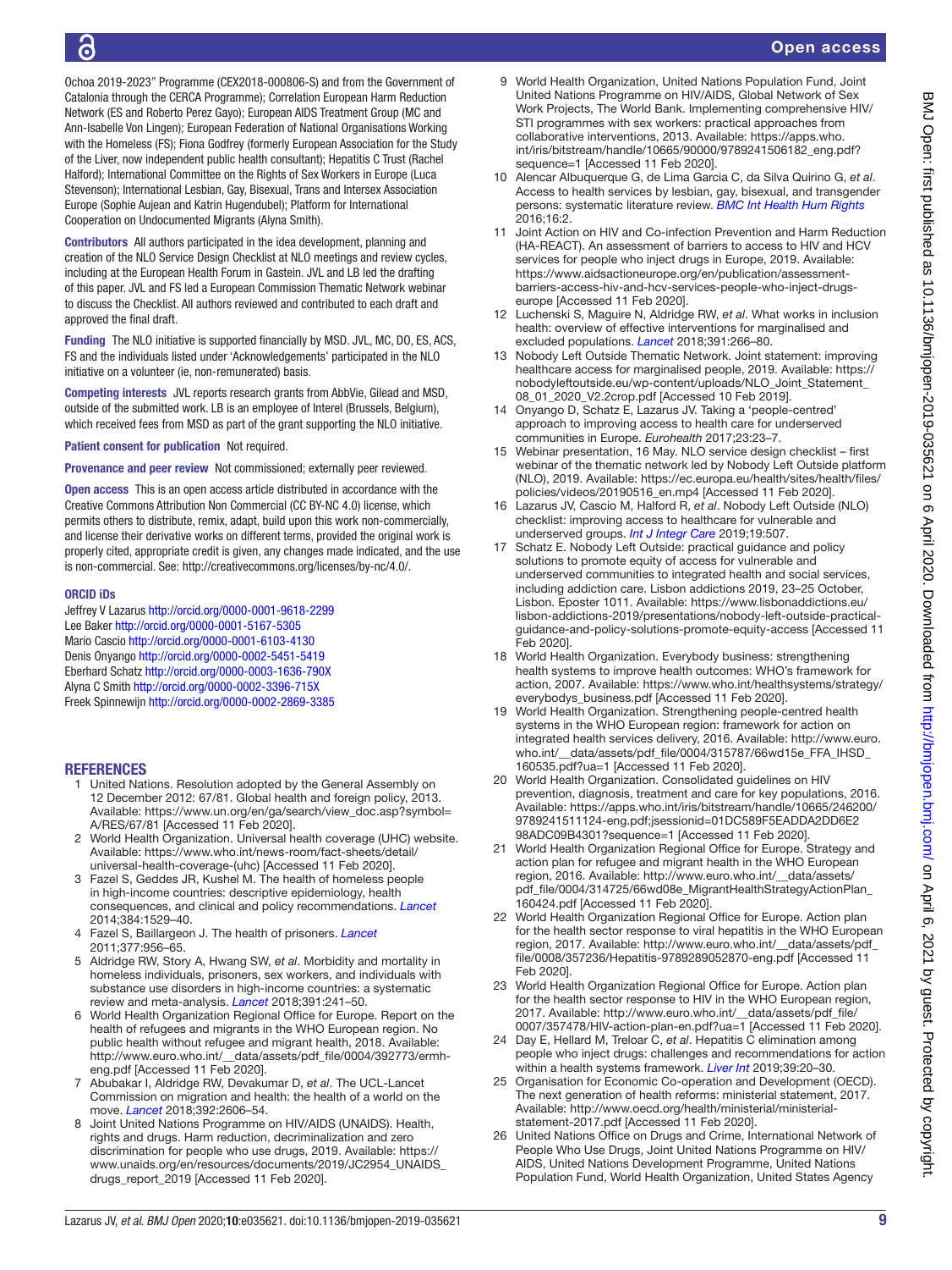Ochoa 2019-2023" Programme (CEX2018-000806-S) and from the Government of Catalonia through the CERCA Programme); Correlation European Harm Reduction Network (ES and Roberto Perez Gayo); European AIDS Treatment Group (MC and Ann-Isabelle Von Lingen); European Federation of National Organisations Working with the Homeless (FS); Fiona Godfrey (formerly European Association for the Study of the Liver, now independent public health consultant); Hepatitis C Trust (Rachel Halford); International Committee on the Rights of Sex Workers in Europe (Luca Stevenson); International Lesbian, Gay, Bisexual, Trans and Intersex Association Europe (Sophie Aujean and Katrin Hugendubel); Platform for International Cooperation on Undocumented Migrants (Alyna Smith).

**Contributors** All authors participated in the idea development, planning and creation of the NLO Service Design Checklist at NLO meetings and review cycles, including at the European Health Forum in Gastein. JVL and LB led the drafting of this paper. JVL and FS led a European Commission Thematic Network webinar to discuss the Checklist. All authors reviewed and contributed to each draft and approved the final draft.

**Funding** The NLO initiative is supported financially by MSD. JVL, MC, DO, ES, ACS, FS and the individuals listed under 'Acknowledgements' participated in the NLO initiative on a volunteer (ie, non-remunerated) basis.

**Competing interests** JVL reports research grants from AbbVie, Gilead and MSD, outside of the submitted work. LB is an employee of Interel (Brussels, Belgium), which received fees from MSD as part of the grant supporting the NLO initiative.

**Patient consent for publication** Not required.

**Provenance and peer review** Not commissioned; externally peer reviewed.

**Open access** This is an open access article distributed in accordance with the Creative Commons Attribution Non Commercial (CC BY-NC 4.0) license, which permits others to distribute, remix, adapt, build upon this work non-commercially, and license their derivative works on different terms, provided the original work is properly cited, appropriate credit is given, any changes made indicated, and the use is non-commercial. See: http://creativecommons.org/licenses/by-nc/4.0/.

**ORCID iDs**

Jeffrey V Lazarus http://orcid.org/0000-0001-9618-2299
Lee Baker http://orcid.org/0000-0001-5167-5305
Mario Cascio http://orcid.org/0000-0001-6103-4130
Denis Onyango http://orcid.org/0000-0002-5451-5419
Eberhard Schatz http://orcid.org/0000-0003-1636-790X
Alyna C Smith http://orcid.org/0000-0002-3396-715X
Freek Spinnewijn http://orcid.org/0000-0002-2869-3385

## REFERENCES

1. United Nations. Resolution adopted by the General Assembly on 12 December 2012: 67/81. Global health and foreign policy, 2013. Available: https://www.un.org/en/ga/search/view_doc.asp?symbol=A/RES/67/81 [Accessed 11 Feb 2020].
2. World Health Organization. Universal health coverage (UHC) website. Available: https://www.who.int/news-room/fact-sheets/detail/universal-health-coverage-(uhc) [Accessed 11 Feb 2020].
3. Fazel S, Geddes JR, Kushel M. The health of homeless people in high-income countries: descriptive epidemiology, health consequences, and clinical and policy recommendations. *Lancet* 2014;384:1529–40.
4. Fazel S, Baillargeon J. The health of prisoners. *Lancet* 2011;377:956–65.
5. Aldridge RW, Story A, Hwang SW, *et al*. Morbidity and mortality in homeless individuals, prisoners, sex workers, and individuals with substance use disorders in high-income countries: a systematic review and meta-analysis. *Lancet* 2018;391:241–50.
6. World Health Organization Regional Office for Europe. Report on the health of refugees and migrants in the WHO European region. No public health without refugee and migrant health, 2018. Available: http://www.euro.who.int/__data/assets/pdf_file/0004/392773/ermh-eng.pdf [Accessed 11 Feb 2020].
7. Abubakar I, Aldridge RW, Devakumar D, *et al*. The UCL-Lancet Commission on migration and health: the health of a world on the move. *Lancet* 2018;392:2606–54.
8. Joint United Nations Programme on HIV/AIDS (UNAIDS). Health, rights and drugs. Harm reduction, decriminalization and zero discrimination for people who use drugs, 2019. Available: https://www.unaids.org/en/resources/documents/2019/JC2954_UNAIDS_drugs_report_2019 [Accessed 11 Feb 2020].
9. World Health Organization, United Nations Population Fund, Joint United Nations Programme on HIV/AIDS, Global Network of Sex Work Projects, The World Bank. Implementing comprehensive HIV/STI programmes with sex workers: practical approaches from collaborative interventions, 2013. Available: https://apps.who.int/iris/bitstream/handle/10665/90000/9789241506182_eng.pdf?sequence=1 [Accessed 11 Feb 2020].
10. Alencar Albuquerque G, de Lima Garcia C, da Silva Quirino G, *et al*. Access to health services by lesbian, gay, bisexual, and transgender persons: systematic literature review. *BMC Int Health Hum Rights* 2016;16:2.
11. Joint Action on HIV and Co-infection Prevention and Harm Reduction (HA-REACT). An assessment of barriers to access to HIV and HCV services for people who inject drugs in Europe, 2019. Available: https://www.aidsactioneurope.org/en/publication/assessment-barriers-access-hiv-and-hcv-services-people-who-inject-drugs-europe [Accessed 11 Feb 2020].
12. Luchenski S, Maguire N, Aldridge RW, *et al*. What works in inclusion health: overview of effective interventions for marginalised and excluded populations. *Lancet* 2018;391:266–80.
13. Nobody Left Outside Thematic Network. Joint statement: improving healthcare access for marginalised people, 2019. Available: https://nobodyleftoutside.eu/wp-content/uploads/NLO_Joint_Statement_08_01_2020_V2.2crop.pdf [Accessed 10 Feb 2019].
14. Onyango D, Schatz E, Lazarus JV. Taking a 'people-centred' approach to improving access to health care for underserved communities in Europe. *Eurohealth* 2017;23:23–7.
15. Webinar presentation, 16 May. NLO service design checklist – first webinar of the thematic network led by Nobody Left Outside platform (NLO), 2019. Available: https://ec.europa.eu/health/sites/health/files/policies/videos/20190516_en.mp4 [Accessed 11 Feb 2020].
16. Lazarus JV, Cascio M, Halford R, *et al*. Nobody Left Outside (NLO) checklist: improving access to healthcare for vulnerable and underserved groups. *Int J Integr Care* 2019;19:507.
17. Schatz E. Nobody Left Outside: practical guidance and policy solutions to promote equity of access for vulnerable and underserved communities to integrated health and social services, including addiction care. Lisbon addictions 2019, 23–25 October, Lisbon. Eposter 1011. Available: https://www.lisbonaddictions.eu/lisbon-addictions-2019/presentations/nobody-left-outside-practical-guidance-and-policy-solutions-promote-equity-access [Accessed 11 Feb 2020].
18. World Health Organization. Everybody business: strengthening health systems to improve health outcomes: WHO's framework for action, 2007. Available: https://www.who.int/healthsystems/strategy/everybodys_business.pdf [Accessed 11 Feb 2020].
19. World Health Organization. Strengthening people-centred health systems in the WHO European region: framework for action on integrated health services delivery, 2016. Available: http://www.euro.who.int/__data/assets/pdf_file/0004/315787/66wd15e_FFA_IHSD_160535.pdf?ua=1 [Accessed 11 Feb 2020].
20. World Health Organization. Consolidated guidelines on HIV prevention, diagnosis, treatment and care for key populations, 2016. Available: https://apps.who.int/iris/bitstream/handle/10665/246200/9789241511124-eng.pdf;jsessionid=01DC589F5EADDA2DD6E298ADC09B4301?sequence=1 [Accessed 11 Feb 2020].
21. World Health Organization Regional Office for Europe. Strategy and action plan for refugee and migrant health in the WHO European region, 2016. Available: http://www.euro.who.int/__data/assets/pdf_file/0004/314725/66wd08e_MigrantHealthStrategyActionPlan_160424.pdf [Accessed 11 Feb 2020].
22. World Health Organization Regional Office for Europe. Action plan for the health sector response to viral hepatitis in the WHO European region, 2017. Available: http://www.euro.who.int/__data/assets/pdf_file/0008/357236/Hepatitis-9789289052870-eng.pdf [Accessed 11 Feb 2020].
23. World Health Organization Regional Office for Europe. Action plan for the health sector response to HIV in the WHO European region, 2017. Available: http://www.euro.who.int/__data/assets/pdf_file/0007/357478/HIV-action-plan-en.pdf?ua=1 [Accessed 11 Feb 2020].
24. Day E, Hellard M, Treloar C, *et al*. Hepatitis C elimination among people who inject drugs: challenges and recommendations for action within a health systems framework. *Liver Int* 2019;39:20–30.
25. Organisation for Economic Co-operation and Development (OECD). The next generation of health reforms: ministerial statement, 2017. Available: http://www.oecd.org/health/ministerial/ministerial-statement-2017.pdf [Accessed 11 Feb 2020].
26. United Nations Office on Drugs and Crime, International Network of People Who Use Drugs, Joint United Nations Programme on HIV/AIDS, United Nations Development Programme, United Nations Population Fund, World Health Organization, United States Agency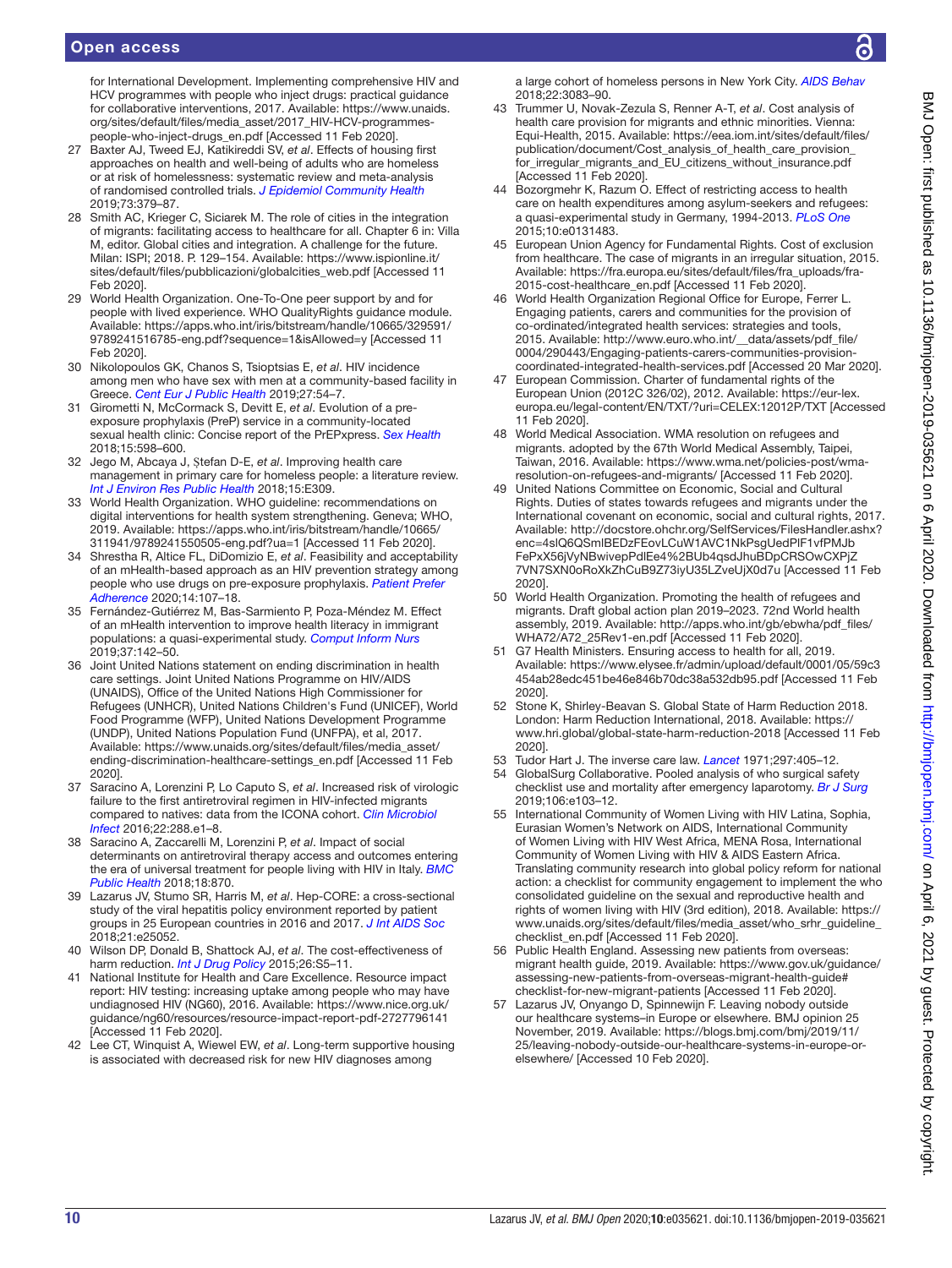for International Development. Implementing comprehensive HIV and HCV programmes with people who inject drugs: practical guidance for collaborative interventions, 2017. Available: https://www.unaids.org/sites/default/files/media_asset/2017_HIV-HCV-programmes-people-who-inject-drugs_en.pdf [Accessed 11 Feb 2020].

27 Baxter AJ, Tweed EJ, Katikireddi SV, *et al*. Effects of housing first approaches on health and well-being of adults who are homeless or at risk of homelessness: systematic review and meta-analysis of randomised controlled trials. *J Epidemiol Community Health* 2019;73:379–87.

28 Smith AC, Krieger C, Siciarek M. The role of cities in the integration of migrants: facilitating access to healthcare for all. Chapter 6 in: Villa M, editor. Global cities and integration. A challenge for the future. Milan: ISPI; 2018. P. 129–154. Available: https://www.ispionline.it/sites/default/files/pubblicazioni/globalcities_web.pdf [Accessed 11 Feb 2020].

29 World Health Organization. One-To-One peer support by and for people with lived experience. WHO QualityRights guidance module. Available: https://apps.who.int/iris/bitstream/handle/10665/329591/9789241516785-eng.pdf?sequence=1&isAllowed=y [Accessed 11 Feb 2020].

30 Nikolopoulos GK, Chanos S, Tsioptsias E, *et al*. HIV incidence among men who have sex with men at a community-based facility in Greece. *Cent Eur J Public Health* 2019;27:54–7.

31 Girometti N, McCormack S, Devitt E, *et al*. Evolution of a pre-exposure prophylaxis (PreP) service in a community-located sexual health clinic: Concise report of the PrEPxpress. *Sex Health* 2018;15:598–600.

32 Jego M, Abcaya J, Ștefan D-E, *et al*. Improving health care management in primary care for homeless people: a literature review. *Int J Environ Res Public Health* 2018;15:E309.

33 World Health Organization. WHO guideline: recommendations on digital interventions for health system strengthening. Geneva; WHO, 2019. Available: https://apps.who.int/iris/bitstream/handle/10665/311941/9789241550505-eng.pdf?ua=1 [Accessed 11 Feb 2020].

34 Shrestha R, Altice FL, DiDomizio E, *et al*. Feasibility and acceptability of an mHealth-based approach as an HIV prevention strategy among people who use drugs on pre-exposure prophylaxis. *Patient Prefer Adherence* 2020;14:107–18.

35 Fernández-Gutiérrez M, Bas-Sarmiento P, Poza-Méndez M. Effect of an mHealth intervention to improve health literacy in immigrant populations: a quasi-experimental study. *Comput Inform Nurs* 2019;37:142–50.

36 Joint United Nations statement on ending discrimination in health care settings. Joint United Nations Programme on HIV/AIDS (UNAIDS), Office of the United Nations High Commissioner for Refugees (UNHCR), United Nations Children's Fund (UNICEF), World Food Programme (WFP), United Nations Development Programme (UNDP), United Nations Population Fund (UNFPA), et al, 2017. Available: https://www.unaids.org/sites/default/files/media_asset/ending-discrimination-healthcare-settings_en.pdf [Accessed 11 Feb 2020].

37 Saracino A, Lorenzini P, Lo Caputo S, *et al*. Increased risk of virologic failure to the first antiretroviral regimen in HIV-infected migrants compared to natives: data from the ICONA cohort. *Clin Microbiol Infect* 2016;22:288.e1–8.

38 Saracino A, Zaccarelli M, Lorenzini P, *et al*. Impact of social determinants on antiretroviral therapy access and outcomes entering the era of universal treatment for people living with HIV in Italy. *BMC Public Health* 2018;18:870.

39 Lazarus JV, Stumo SR, Harris M, *et al*. Hep-CORE: a cross-sectional study of the viral hepatitis policy environment reported by patient groups in 25 European countries in 2016 and 2017. *J Int AIDS Soc* 2018;21:e25052.

40 Wilson DP, Donald B, Shattock AJ, *et al*. The cost-effectiveness of harm reduction. *Int J Drug Policy* 2015;26:S5–11.

41 National Institute for Health and Care Excellence. Resource impact report: HIV testing: increasing uptake among people who may have undiagnosed HIV (NG60), 2016. Available: https://www.nice.org.uk/guidance/ng60/resources/resource-impact-report-pdf-2727796141 [Accessed 11 Feb 2020].

42 Lee CT, Winquist A, Wiewel EW, *et al*. Long-term supportive housing is associated with decreased risk for new HIV diagnoses among a large cohort of homeless persons in New York City. *AIDS Behav* 2018;22:3083–90.

43 Trummer U, Novak-Zezula S, Renner A-T, *et al*. Cost analysis of health care provision for migrants and ethnic minorities. Vienna: Equi-Health, 2015. Available: https://eea.iom.int/sites/default/files/publication/document/Cost_analysis_of_health_care_provision_for_irregular_migrants_and_EU_citizens_without_insurance.pdf [Accessed 11 Feb 2020].

44 Bozorgmehr K, Razum O. Effect of restricting access to health care on health expenditures among asylum-seekers and refugees: a quasi-experimental study in Germany, 1994-2013. *PLoS One* 2015;10:e0131483.

45 European Union Agency for Fundamental Rights. Cost of exclusion from healthcare. The case of migrants in an irregular situation, 2015. Available: https://fra.europa.eu/sites/default/files/fra_uploads/fra-2015-cost-healthcare_en.pdf [Accessed 11 Feb 2020].

46 World Health Organization Regional Office for Europe, Ferrer L. Engaging patients, carers and communities for the provision of co-ordinated/integrated health services: strategies and tools, 2015. Available: http://www.euro.who.int/__data/assets/pdf_file/0004/290443/Engaging-patients-carers-communities-provision-coordinated-integrated-health-services.pdf [Accessed 20 Mar 2020].

47 European Commission. Charter of fundamental rights of the European Union (2012C 326/02), 2012. Available: https://eur-lex.europa.eu/legal-content/EN/TXT/?uri=CELEX:12012P/TXT [Accessed 11 Feb 2020].

48 World Medical Association. WMA resolution on refugees and migrants. adopted by the 67th World Medical Assembly, Taipei, Taiwan, 2016. Available: https://www.wma.net/policies-post/wma-resolution-on-refugees-and-migrants/ [Accessed 11 Feb 2020].

49 United Nations Committee on Economic, Social and Cultural Rights. Duties of states towards refugees and migrants under the International covenant on economic, social and cultural rights, 2017. Available: http://docstore.ohchr.org/SelfServices/FilesHandler.ashx?enc=4slQ6QSmlBEDzFEovLCuW1AVC1NkPsgUedPlF1vfPMJbFePxX56jVyNBwivepPdlEe4%2BUb4qsdJhuBDpCRSOwCXPjZ7VN7SXN0oRoXkZhCuB9Z73iyU35LZveUjX0d7u [Accessed 11 Feb 2020].

50 World Health Organization. Promoting the health of refugees and migrants. Draft global action plan 2019–2023. 72nd World health assembly, 2019. Available: http://apps.who.int/gb/ebwha/pdf_files/WHA72/A72_25Rev1-en.pdf [Accessed 11 Feb 2020].

51 G7 Health Ministers. Ensuring access to health for all, 2019. Available: https://www.elysee.fr/admin/upload/default/0001/05/59c3454ab28edc451be46e846b70dc38a532db95.pdf [Accessed 11 Feb 2020].

52 Stone K, Shirley-Beavan S. Global State of Harm Reduction 2018. London: Harm Reduction International, 2018. Available: https://www.hri.global/global-state-harm-reduction-2018 [Accessed 11 Feb 2020].

53 Tudor Hart J. The inverse care law. *Lancet* 1971;297:405–12.

54 GlobalSurg Collaborative. Pooled analysis of who surgical safety checklist use and mortality after emergency laparotomy. *Br J Surg* 2019;106:e103–12.

55 International Community of Women Living with HIV Latina, Sophia, Eurasian Women's Network on AIDS, International Community of Women Living with HIV West Africa, MENA Rosa, International Community of Women Living with HIV & AIDS Eastern Africa. Translating community research into global policy reform for national action: a checklist for community engagement to implement the who consolidated guideline on the sexual and reproductive health and rights of women living with HIV (3rd edition), 2018. Available: https://www.unaids.org/sites/default/files/media_asset/who_srhr_guideline_checklist_en.pdf [Accessed 11 Feb 2020].

56 Public Health England. Assessing new patients from overseas: migrant health guide, 2019. Available: https://www.gov.uk/guidance/assessing-new-patients-from-overseas-migrant-health-guide#checklist-for-new-migrant-patients [Accessed 11 Feb 2020].

57 Lazarus JV, Onyango D, Spinnewijn F. Leaving nobody outside our healthcare systems–in Europe or elsewhere. BMJ opinion 25 November, 2019. Available: https://blogs.bmj.com/bmj/2019/11/25/leaving-nobody-outside-our-healthcare-systems-in-europe-or-elsewhere/ [Accessed 10 Feb 2020].